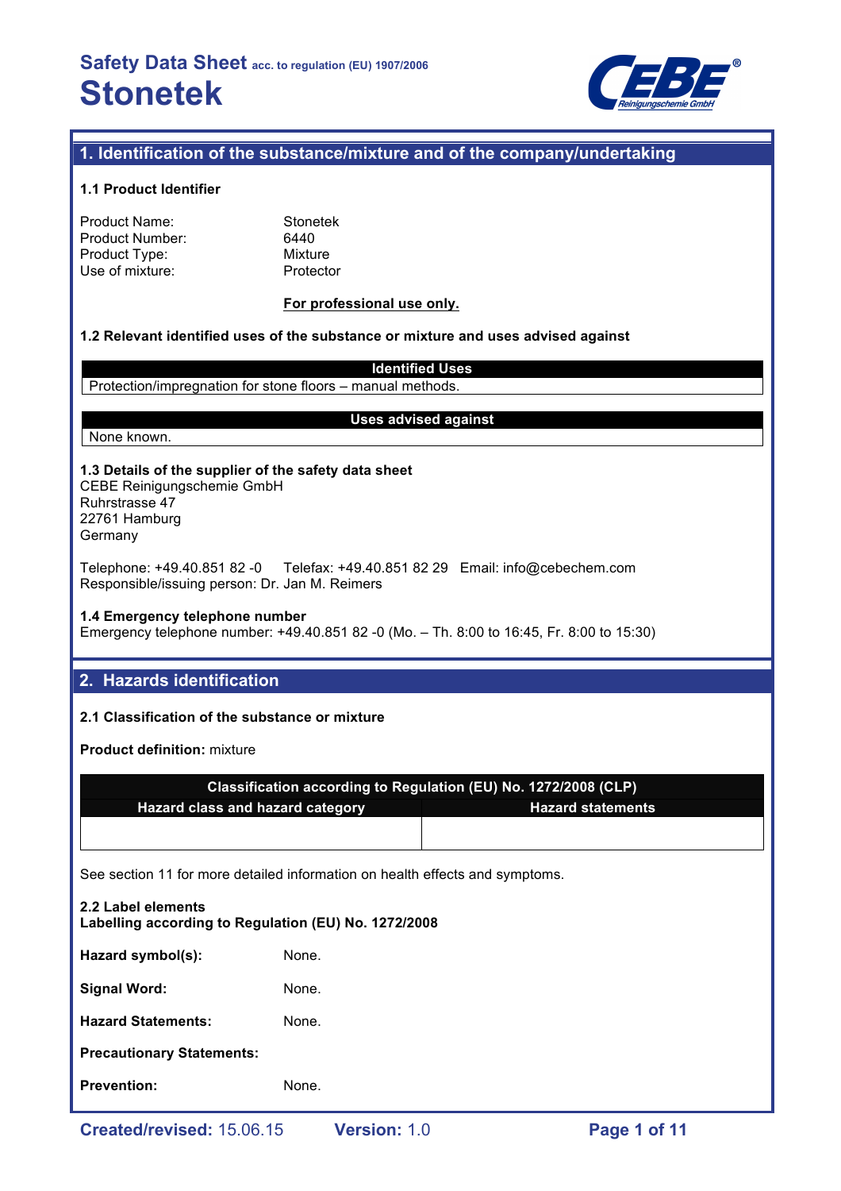# Safety Data Sheet acc. to regulation (EU) 1907/2006

# Stonetek

## 1. Identification of the substance/mixture and of the company/undertaking

### 1.1 Product Identifier

| | |
|---|---|
| Product Name: | Stonetek |
| Product Number: | 6440 |
| Product Type: | Mixture |
| Use of mixture: | Protector |

**For professional use only.**

### 1.2 Relevant identified uses of the substance or mixture and uses advised against

| Identified Uses |
|---|
| Protection/impregnation for stone floors – manual methods. |

| Uses advised against |
|---|
| None known. |

### 1.3 Details of the supplier of the safety data sheet

CEBE Reinigungschemie GmbH
Ruhrstrasse 47
22761 Hamburg
Germany

Telephone: +49.40.851 82 -0 Telefax: +49.40.851 82 29 Email: info@cebechem.com
Responsible/issuing person: Dr. Jan M. Reimers

### 1.4 Emergency telephone number

Emergency telephone number: +49.40.851 82 -0 (Mo. – Th. 8:00 to 16:45, Fr. 8:00 to 15:30)

## 2. Hazards identification

### 2.1 Classification of the substance or mixture

**Product definition:** mixture

| Classification according to Regulation (EU) No. 1272/2008 (CLP) | |
|---|---|
| **Hazard class and hazard category** | **Hazard statements** |
| | |

See section 11 for more detailed information on health effects and symptoms.

### 2.2 Label elements

**Labelling according to Regulation (EU) No. 1272/2008**

**Hazard symbol(s):** None.

**Signal Word:** None.

**Hazard Statements:** None.

**Precautionary Statements:**

**Prevention:** None.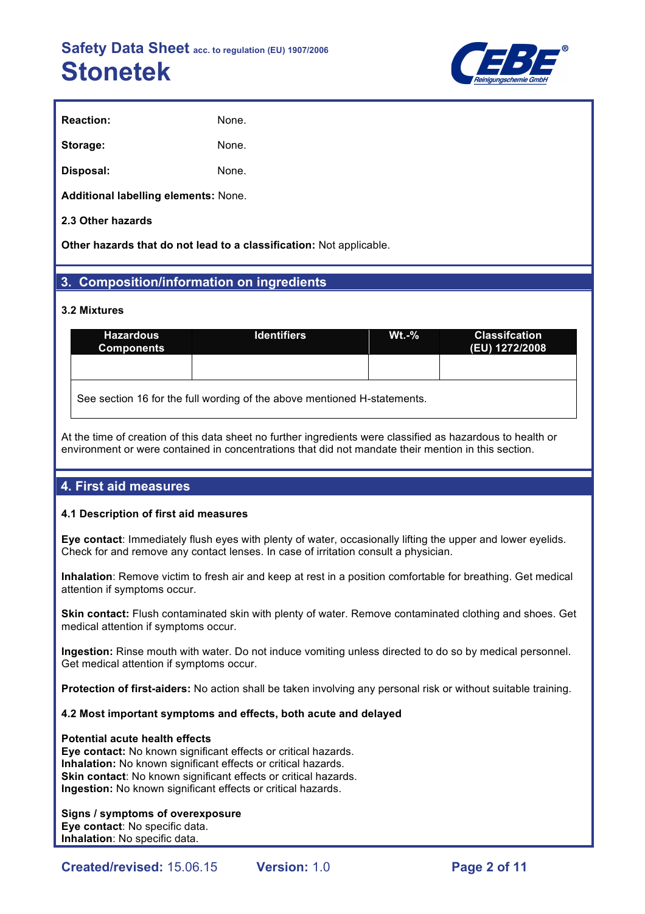**Reaction:** None.

**Storage:** None.

**Disposal:** None.

**Additional labelling elements:** None.

**2.3 Other hazards**

**Other hazards that do not lead to a classification:** Not applicable.

## 3. Composition/information on ingredients

**3.2 Mixtures**

| Hazardous Components | Identifiers | Wt.-% | Classifcation (EU) 1272/2008 |
|---|---|---|---|
| | | | |
| See section 16 for the full wording of the above mentioned H-statements. | | | |

At the time of creation of this data sheet no further ingredients were classified as hazardous to health or environment or were contained in concentrations that did not mandate their mention in this section.

## 4. First aid measures

**4.1 Description of first aid measures**

**Eye contact**: Immediately flush eyes with plenty of water, occasionally lifting the upper and lower eyelids. Check for and remove any contact lenses. In case of irritation consult a physician.

**Inhalation**: Remove victim to fresh air and keep at rest in a position comfortable for breathing. Get medical attention if symptoms occur.

**Skin contact:** Flush contaminated skin with plenty of water. Remove contaminated clothing and shoes. Get medical attention if symptoms occur.

**Ingestion:** Rinse mouth with water. Do not induce vomiting unless directed to do so by medical personnel. Get medical attention if symptoms occur.

**Protection of first-aiders:** No action shall be taken involving any personal risk or without suitable training.

**4.2 Most important symptoms and effects, both acute and delayed**

**Potential acute health effects**
**Eye contact:** No known significant effects or critical hazards.
**Inhalation:** No known significant effects or critical hazards.
**Skin contact**: No known significant effects or critical hazards.
**Ingestion:** No known significant effects or critical hazards.

**Signs / symptoms of overexposure**
**Eye contact**: No specific data.
**Inhalation**: No specific data.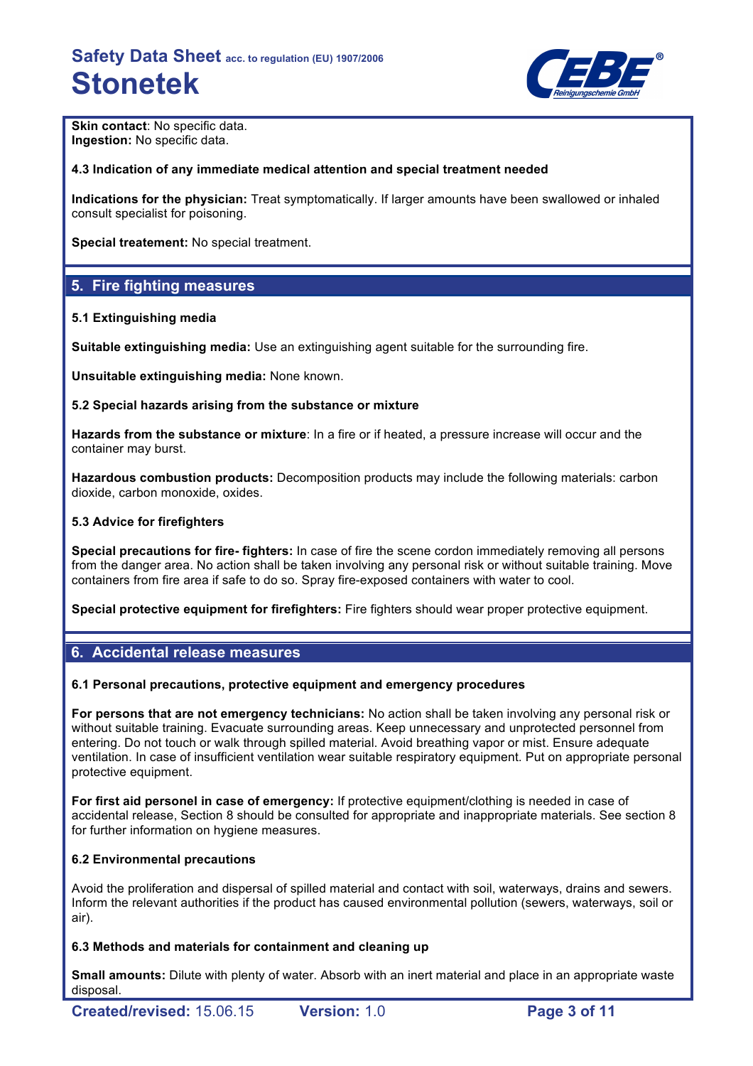**Skin contact**: No specific data.
**Ingestion:** No specific data.

**4.3 Indication of any immediate medical attention and special treatment needed**

**Indications for the physician:** Treat symptomatically. If larger amounts have been swallowed or inhaled consult specialist for poisoning.

**Special treatement:** No special treatment.

## 5. Fire fighting measures

**5.1 Extinguishing media**

**Suitable extinguishing media:** Use an extinguishing agent suitable for the surrounding fire.

**Unsuitable extinguishing media:** None known.

**5.2 Special hazards arising from the substance or mixture**

**Hazards from the substance or mixture**: In a fire or if heated, a pressure increase will occur and the container may burst.

**Hazardous combustion products:** Decomposition products may include the following materials: carbon dioxide, carbon monoxide, oxides.

**5.3 Advice for firefighters**

**Special precautions for fire- fighters:** In case of fire the scene cordon immediately removing all persons from the danger area. No action shall be taken involving any personal risk or without suitable training. Move containers from fire area if safe to do so. Spray fire-exposed containers with water to cool.

**Special protective equipment for firefighters:** Fire fighters should wear proper protective equipment.

## 6. Accidental release measures

**6.1 Personal precautions, protective equipment and emergency procedures**

**For persons that are not emergency technicians:** No action shall be taken involving any personal risk or without suitable training. Evacuate surrounding areas. Keep unnecessary and unprotected personnel from entering. Do not touch or walk through spilled material. Avoid breathing vapor or mist. Ensure adequate ventilation. In case of insufficient ventilation wear suitable respiratory equipment. Put on appropriate personal protective equipment.

**For first aid personel in case of emergency:** If protective equipment/clothing is needed in case of accidental release, Section 8 should be consulted for appropriate and inappropriate materials. See section 8 for further information on hygiene measures.

**6.2 Environmental precautions**

Avoid the proliferation and dispersal of spilled material and contact with soil, waterways, drains and sewers. Inform the relevant authorities if the product has caused environmental pollution (sewers, waterways, soil or air).

**6.3 Methods and materials for containment and cleaning up**

**Small amounts:** Dilute with plenty of water. Absorb with an inert material and place in an appropriate waste disposal.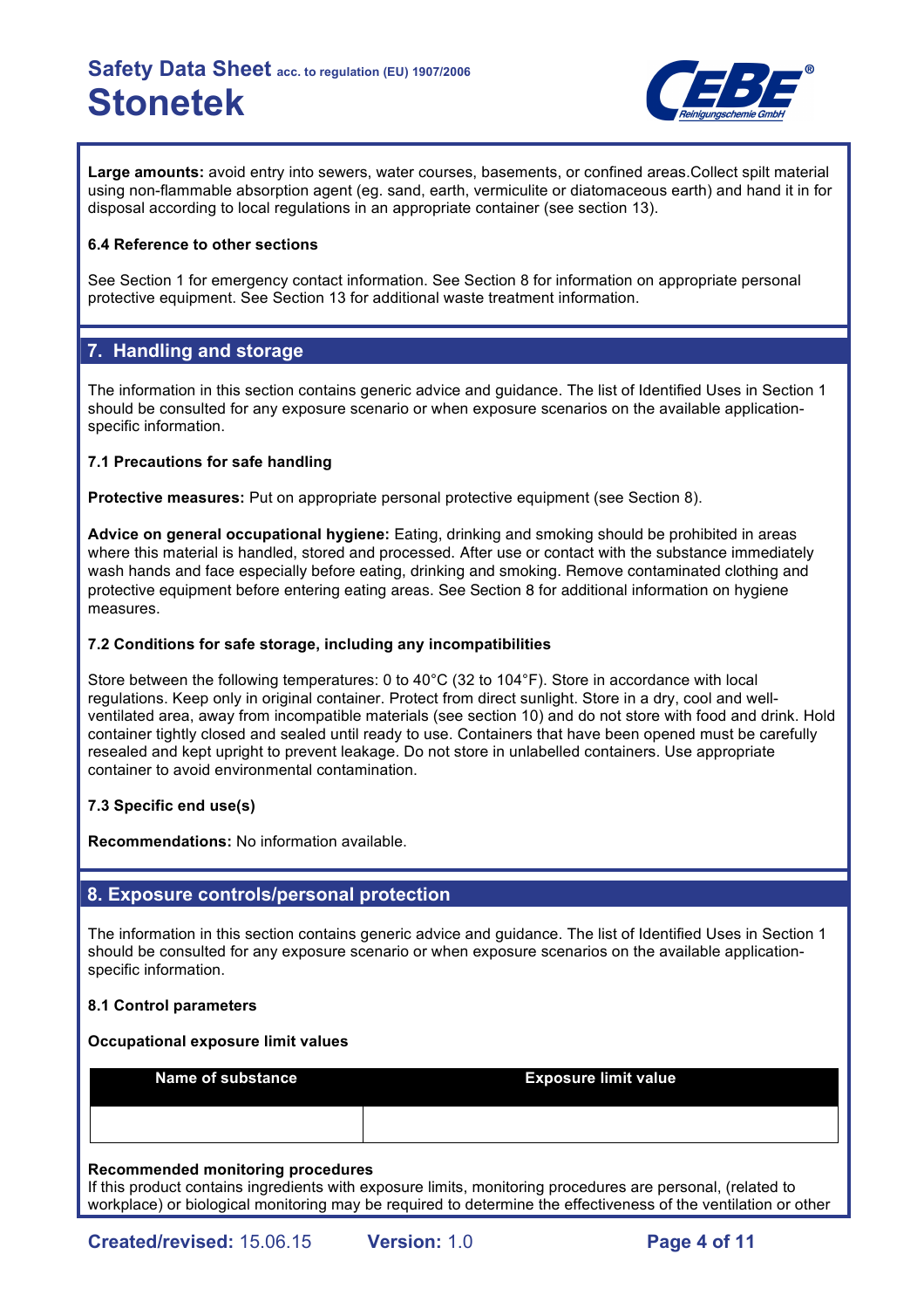**Large amounts:** avoid entry into sewers, water courses, basements, or confined areas.Collect spilt material using non-flammable absorption agent (eg. sand, earth, vermiculite or diatomaceous earth) and hand it in for disposal according to local regulations in an appropriate container (see section 13).

**6.4 Reference to other sections**

See Section 1 for emergency contact information. See Section 8 for information on appropriate personal protective equipment. See Section 13 for additional waste treatment information.

## 7. Handling and storage

The information in this section contains generic advice and guidance. The list of Identified Uses in Section 1 should be consulted for any exposure scenario or when exposure scenarios on the available application-specific information.

**7.1 Precautions for safe handling**

**Protective measures:** Put on appropriate personal protective equipment (see Section 8).

**Advice on general occupational hygiene:** Eating, drinking and smoking should be prohibited in areas where this material is handled, stored and processed. After use or contact with the substance immediately wash hands and face especially before eating, drinking and smoking. Remove contaminated clothing and protective equipment before entering eating areas. See Section 8 for additional information on hygiene measures.

**7.2 Conditions for safe storage, including any incompatibilities**

Store between the following temperatures: 0 to 40°C (32 to 104°F). Store in accordance with local regulations. Keep only in original container. Protect from direct sunlight. Store in a dry, cool and well-ventilated area, away from incompatible materials (see section 10) and do not store with food and drink. Hold container tightly closed and sealed until ready to use. Containers that have been opened must be carefully resealed and kept upright to prevent leakage. Do not store in unlabelled containers. Use appropriate container to avoid environmental contamination.

**7.3 Specific end use(s)**

**Recommendations:** No information available.

## 8. Exposure controls/personal protection

The information in this section contains generic advice and guidance. The list of Identified Uses in Section 1 should be consulted for any exposure scenario or when exposure scenarios on the available application-specific information.

**8.1 Control parameters**

**Occupational exposure limit values**

| Name of substance | Exposure limit value |
|---|---|
| | |

**Recommended monitoring procedures**
If this product contains ingredients with exposure limits, monitoring procedures are personal, (related to workplace) or biological monitoring may be required to determine the effectiveness of the ventilation or other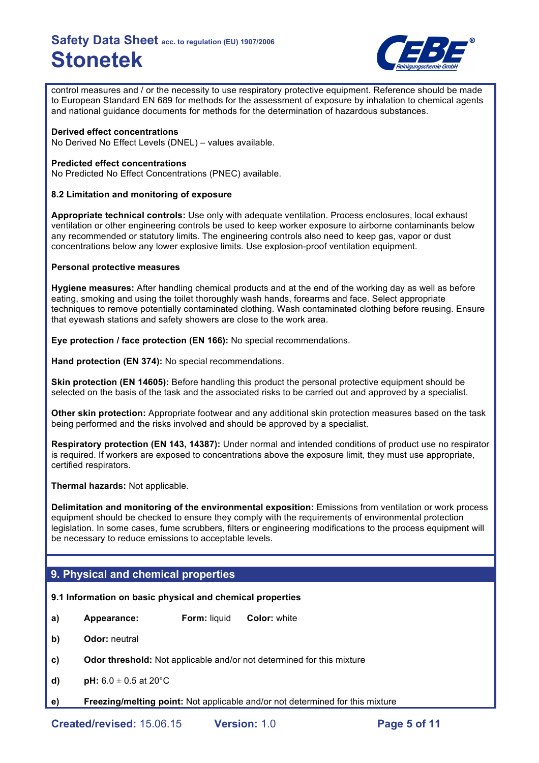control measures and / or the necessity to use respiratory protective equipment. Reference should be made to European Standard EN 689 for methods for the assessment of exposure by inhalation to chemical agents and national guidance documents for methods for the determination of hazardous substances.

**Derived effect concentrations**
No Derived No Effect Levels (DNEL) – values available.

**Predicted effect concentrations**
No Predicted No Effect Concentrations (PNEC) available.

**8.2 Limitation and monitoring of exposure**

**Appropriate technical controls:** Use only with adequate ventilation. Process enclosures, local exhaust ventilation or other engineering controls be used to keep worker exposure to airborne contaminants below any recommended or statutory limits. The engineering controls also need to keep gas, vapor or dust concentrations below any lower explosive limits. Use explosion-proof ventilation equipment.

**Personal protective measures**

**Hygiene measures:** After handling chemical products and at the end of the working day as well as before eating, smoking and using the toilet thoroughly wash hands, forearms and face. Select appropriate techniques to remove potentially contaminated clothing. Wash contaminated clothing before reusing. Ensure that eyewash stations and safety showers are close to the work area.

**Eye protection / face protection (EN 166):** No special recommendations.

**Hand protection (EN 374):** No special recommendations.

**Skin protection (EN 14605):** Before handling this product the personal protective equipment should be selected on the basis of the task and the associated risks to be carried out and approved by a specialist.

**Other skin protection:** Appropriate footwear and any additional skin protection measures based on the task being performed and the risks involved and should be approved by a specialist.

**Respiratory protection (EN 143, 14387):** Under normal and intended conditions of product use no respirator is required. If workers are exposed to concentrations above the exposure limit, they must use appropriate, certified respirators.

**Thermal hazards:** Not applicable.

**Delimitation and monitoring of the environmental exposition:** Emissions from ventilation or work process equipment should be checked to ensure they comply with the requirements of environmental protection legislation. In some cases, fume scrubbers, filters or engineering modifications to the process equipment will be necessary to reduce emissions to acceptable levels.

## 9. Physical and chemical properties

**9.1 Information on basic physical and chemical properties**

**a)** **Appearance:** **Form:** liquid **Color:** white

**b)** **Odor:** neutral

**c)** **Odor threshold:** Not applicable and/or not determined for this mixture

**d)** **pH:** 6.0 ± 0.5 at 20°C

**e)** **Freezing/melting point:** Not applicable and/or not determined for this mixture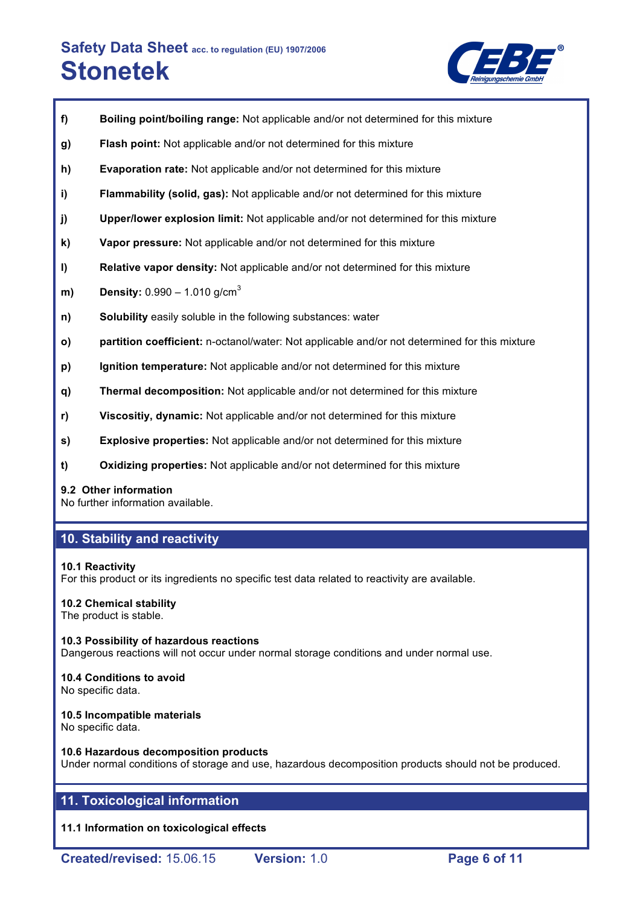**f)** **Boiling point/boiling range:** Not applicable and/or not determined for this mixture

**g)** **Flash point:** Not applicable and/or not determined for this mixture

**h)** **Evaporation rate:** Not applicable and/or not determined for this mixture

**i)** **Flammability (solid, gas):** Not applicable and/or not determined for this mixture

**j)** **Upper/lower explosion limit:** Not applicable and/or not determined for this mixture

**k)** **Vapor pressure:** Not applicable and/or not determined for this mixture

**l)** **Relative vapor density:** Not applicable and/or not determined for this mixture

**m)** **Density:** 0.990 – 1.010 g/cm$^3$

**n)** **Solubility** easily soluble in the following substances: water

**o)** **partition coefficient:** n-octanol/water: Not applicable and/or not determined for this mixture

**p)** **Ignition temperature:** Not applicable and/or not determined for this mixture

**q)** **Thermal decomposition:** Not applicable and/or not determined for this mixture

**r)** **Viscositiy, dynamic:** Not applicable and/or not determined for this mixture

**s)** **Explosive properties:** Not applicable and/or not determined for this mixture

**t)** **Oxidizing properties:** Not applicable and/or not determined for this mixture

**9.2 Other information**
No further information available.

## 10. Stability and reactivity

**10.1 Reactivity**
For this product or its ingredients no specific test data related to reactivity are available.

**10.2 Chemical stability**
The product is stable.

**10.3 Possibility of hazardous reactions**
Dangerous reactions will not occur under normal storage conditions and under normal use.

**10.4 Conditions to avoid**
No specific data.

**10.5 Incompatible materials**
No specific data.

**10.6 Hazardous decomposition products**
Under normal conditions of storage and use, hazardous decomposition products should not be produced.

## 11. Toxicological information

**11.1 Information on toxicological effects**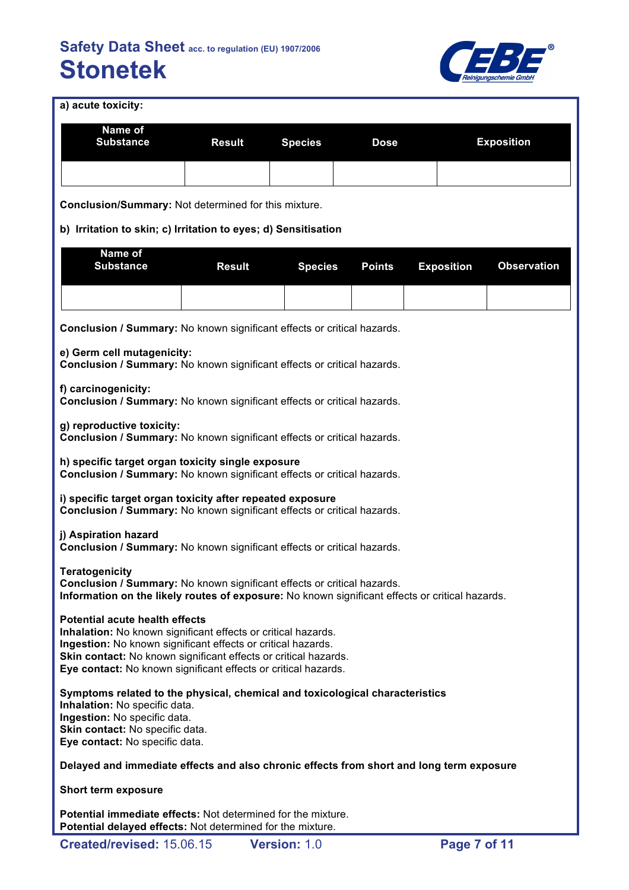**a) acute toxicity:**

| Name of Substance | Result | Species | Dose | Exposition |
|---|---|---|---|---|
| | | | | |

**Conclusion/Summary:** Not determined for this mixture.

**b) Irritation to skin; c) Irritation to eyes; d) Sensitisation**

| Name of Substance | Result | Species | Points | Exposition | Observation |
|---|---|---|---|---|---|
| | | | | | |

**Conclusion / Summary:** No known significant effects or critical hazards.

**e) Germ cell mutagenicity:**
**Conclusion / Summary:** No known significant effects or critical hazards.

**f) carcinogenicity:**
**Conclusion / Summary:** No known significant effects or critical hazards.

**g) reproductive toxicity:**
**Conclusion / Summary:** No known significant effects or critical hazards.

**h) specific target organ toxicity single exposure**
**Conclusion / Summary:** No known significant effects or critical hazards.

**i) specific target organ toxicity after repeated exposure**
**Conclusion / Summary:** No known significant effects or critical hazards.

**j) Aspiration hazard**
**Conclusion / Summary:** No known significant effects or critical hazards.

**Teratogenicity**
**Conclusion / Summary:** No known significant effects or critical hazards.
**Information on the likely routes of exposure:** No known significant effects or critical hazards.

**Potential acute health effects**
**Inhalation:** No known significant effects or critical hazards.
**Ingestion:** No known significant effects or critical hazards.
**Skin contact:** No known significant effects or critical hazards.
**Eye contact:** No known significant effects or critical hazards.

**Symptoms related to the physical, chemical and toxicological characteristics**
**Inhalation:** No specific data.
**Ingestion:** No specific data.
**Skin contact:** No specific data.
**Eye contact:** No specific data.

**Delayed and immediate effects and also chronic effects from short and long term exposure**

**Short term exposure**

**Potential immediate effects:** Not determined for the mixture.
**Potential delayed effects:** Not determined for the mixture.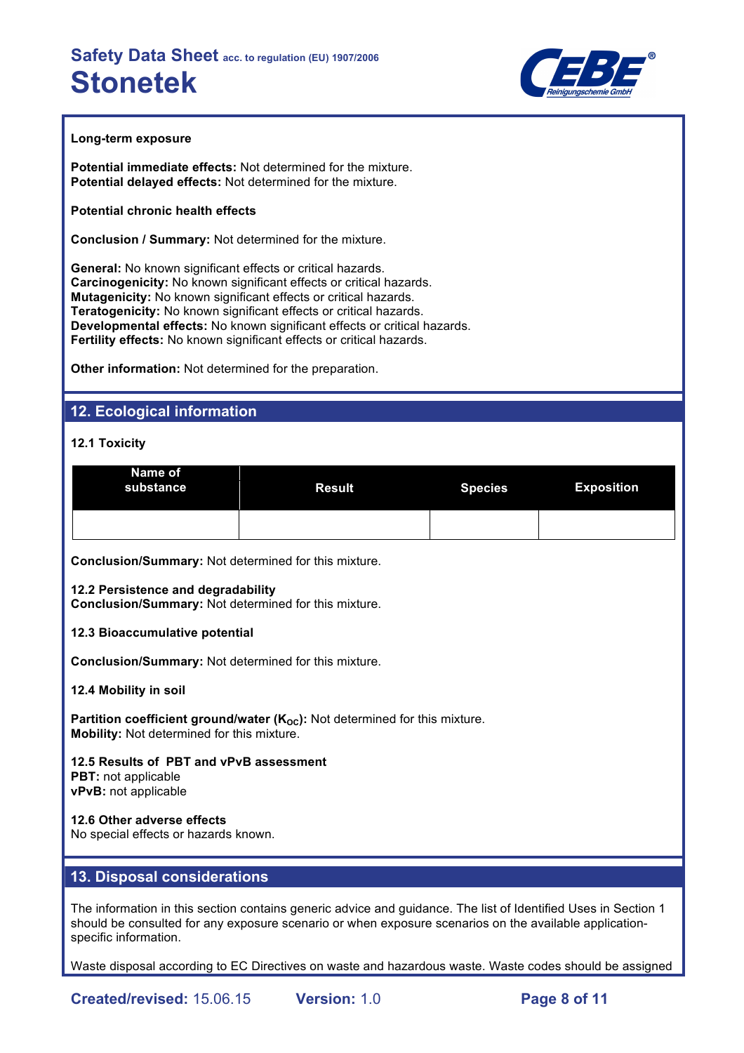**Long-term exposure**

**Potential immediate effects:** Not determined for the mixture.
**Potential delayed effects:** Not determined for the mixture.

**Potential chronic health effects**

**Conclusion / Summary:** Not determined for the mixture.

**General:** No known significant effects or critical hazards.
**Carcinogenicity:** No known significant effects or critical hazards.
**Mutagenicity:** No known significant effects or critical hazards.
**Teratogenicity:** No known significant effects or critical hazards.
**Developmental effects:** No known significant effects or critical hazards.
**Fertility effects:** No known significant effects or critical hazards.

**Other information:** Not determined for the preparation.

## 12. Ecological information

**12.1 Toxicity**

| Name of substance | Result | Species | Exposition |
|---|---|---|---|
| | | | |

**Conclusion/Summary:** Not determined for this mixture.

**12.2 Persistence and degradability**
**Conclusion/Summary:** Not determined for this mixture.

**12.3 Bioaccumulative potential**

**Conclusion/Summary:** Not determined for this mixture.

**12.4 Mobility in soil**

**Partition coefficient ground/water ($K_{OC}$):** Not determined for this mixture.
**Mobility:** Not determined for this mixture.

**12.5 Results of PBT and vPvB assessment**
**PBT:** not applicable
**vPvB:** not applicable

**12.6 Other adverse effects**
No special effects or hazards known.

## 13. Disposal considerations

The information in this section contains generic advice and guidance. The list of Identified Uses in Section 1 should be consulted for any exposure scenario or when exposure scenarios on the available application-specific information.

Waste disposal according to EC Directives on waste and hazardous waste. Waste codes should be assigned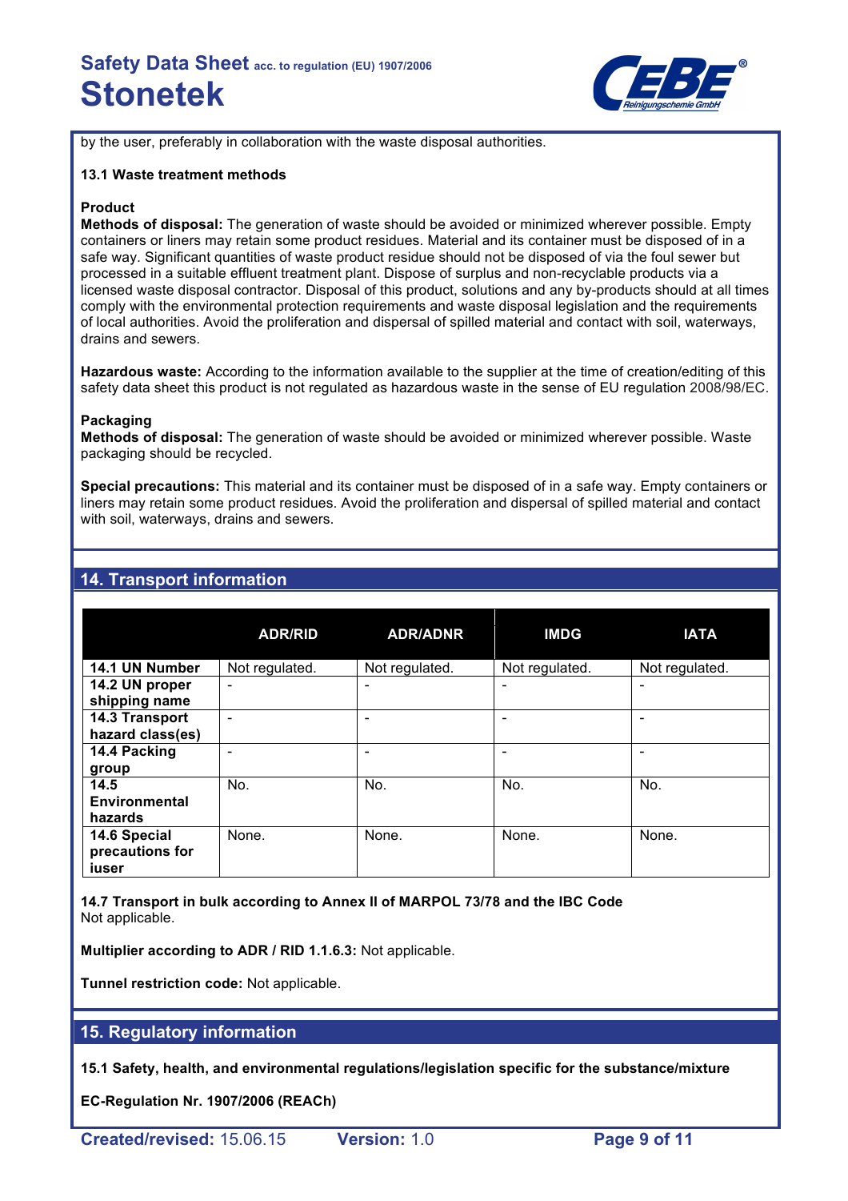by the user, preferably in collaboration with the waste disposal authorities.

### 13.1 Waste treatment methods

**Product**

**Methods of disposal:** The generation of waste should be avoided or minimized wherever possible. Empty containers or liners may retain some product residues. Material and its container must be disposed of in a safe way. Significant quantities of waste product residue should not be disposed of via the foul sewer but processed in a suitable effluent treatment plant. Dispose of surplus and non-recyclable products via a licensed waste disposal contractor. Disposal of this product, solutions and any by-products should at all times comply with the environmental protection requirements and waste disposal legislation and the requirements of local authorities. Avoid the proliferation and dispersal of spilled material and contact with soil, waterways, drains and sewers.

**Hazardous waste:** According to the information available to the supplier at the time of creation/editing of this safety data sheet this product is not regulated as hazardous waste in the sense of EU regulation 2008/98/EC.

**Packaging**

**Methods of disposal:** The generation of waste should be avoided or minimized wherever possible. Waste packaging should be recycled.

**Special precautions:** This material and its container must be disposed of in a safe way. Empty containers or liners may retain some product residues. Avoid the proliferation and dispersal of spilled material and contact with soil, waterways, drains and sewers.

## 14. Transport information

| | ADR/RID | ADR/ADNR | IMDG | IATA |
|---|---|---|---|---|
| **14.1 UN Number** | Not regulated. | Not regulated. | Not regulated. | Not regulated. |
| **14.2 UN proper shipping name** | - | - | - | - |
| **14.3 Transport hazard class(es)** | - | - | - | - |
| **14.4 Packing group** | - | - | - | - |
| **14.5 Environmental hazards** | No. | No. | No. | No. |
| **14.6 Special precautions for iuser** | None. | None. | None. | None. |

**14.7 Transport in bulk according to Annex II of MARPOL 73/78 and the IBC Code**
Not applicable.

**Multiplier according to ADR / RID 1.1.6.3:** Not applicable.

**Tunnel restriction code:** Not applicable.

## 15. Regulatory information

**15.1 Safety, health, and environmental regulations/legislation specific for the substance/mixture**

**EC-Regulation Nr. 1907/2006 (REACh)**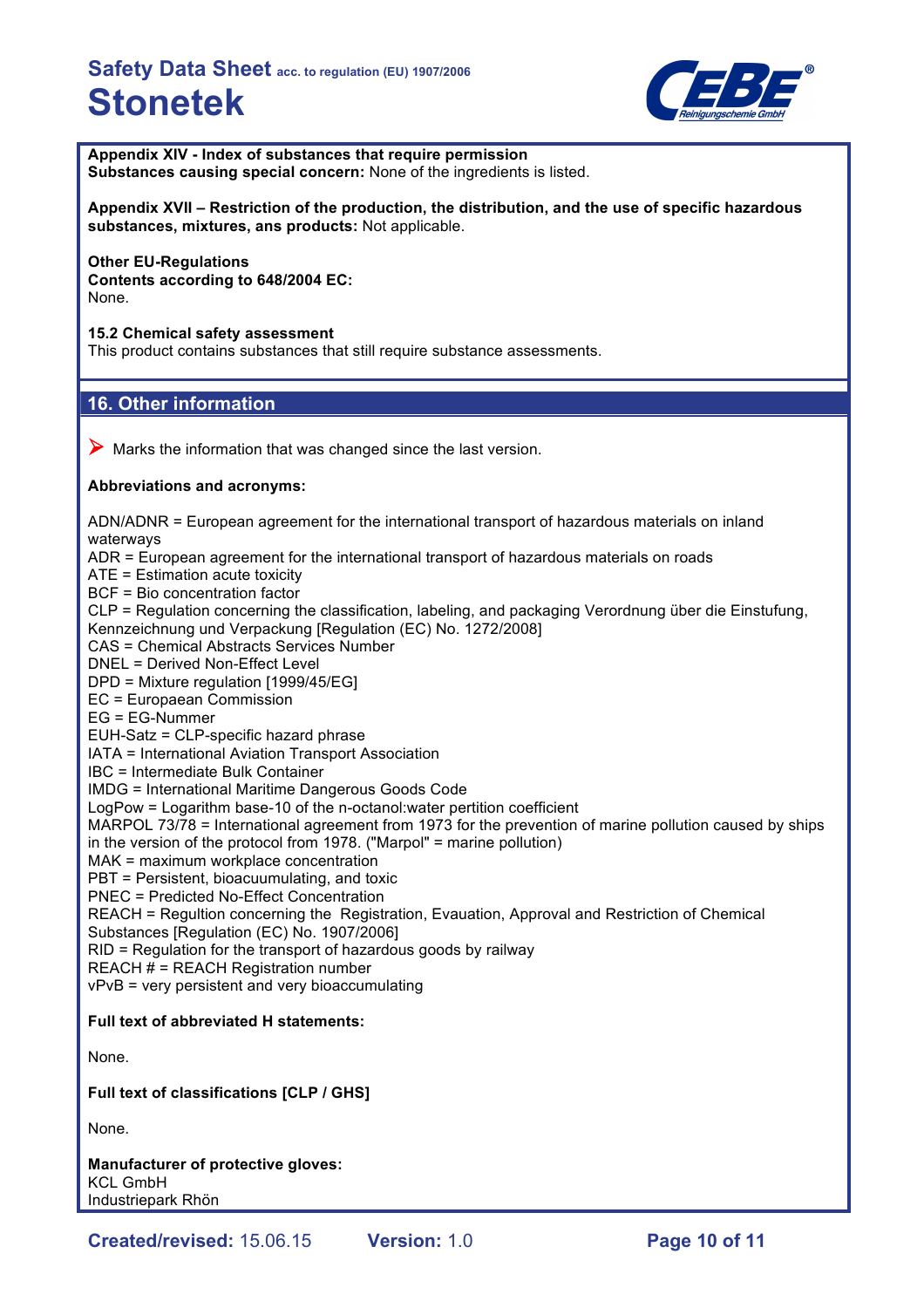**Appendix XIV - Index of substances that require permission**
**Substances causing special concern:** None of the ingredients is listed.

**Appendix XVII – Restriction of the production, the distribution, and the use of specific hazardous substances, mixtures, ans products:** Not applicable.

**Other EU-Regulations**
**Contents according to 648/2004 EC:**
None.

**15.2 Chemical safety assessment**
This product contains substances that still require substance assessments.

## 16. Other information

➤ Marks the information that was changed since the last version.

**Abbreviations and acronyms:**

ADN/ADNR = European agreement for the international transport of hazardous materials on inland waterways
ADR = European agreement for the international transport of hazardous materials on roads
ATE = Estimation acute toxicity
BCF = Bio concentration factor
CLP = Regulation concerning the classification, labeling, and packaging Verordnung über die Einstufung, Kennzeichnung und Verpackung [Regulation (EC) No. 1272/2008]
CAS = Chemical Abstracts Services Number
DNEL = Derived Non-Effect Level
DPD = Mixture regulation [1999/45/EG]
EC = Europaean Commission
EG = EG-Nummer
EUH-Satz = CLP-specific hazard phrase
IATA = International Aviation Transport Association
IBC = Intermediate Bulk Container
IMDG = International Maritime Dangerous Goods Code
LogPow = Logarithm base-10 of the n-octanol:water pertition coefficient
MARPOL 73/78 = International agreement from 1973 for the prevention of marine pollution caused by ships in the version of the protocol from 1978. ("Marpol" = marine pollution)
MAK = maximum workplace concentration
PBT = Persistent, bioacuumulating, and toxic
PNEC = Predicted No-Effect Concentration
REACH = Regultion concerning the Registration, Evauation, Approval and Restriction of Chemical Substances [Regulation (EC) No. 1907/2006]
RID = Regulation for the transport of hazardous goods by railway
REACH # = REACH Registration number
vPvB = very persistent and very bioaccumulating

**Full text of abbreviated H statements:**

None.

**Full text of classifications [CLP / GHS]**

None.

**Manufacturer of protective gloves:**
KCL GmbH
Industriepark Rhön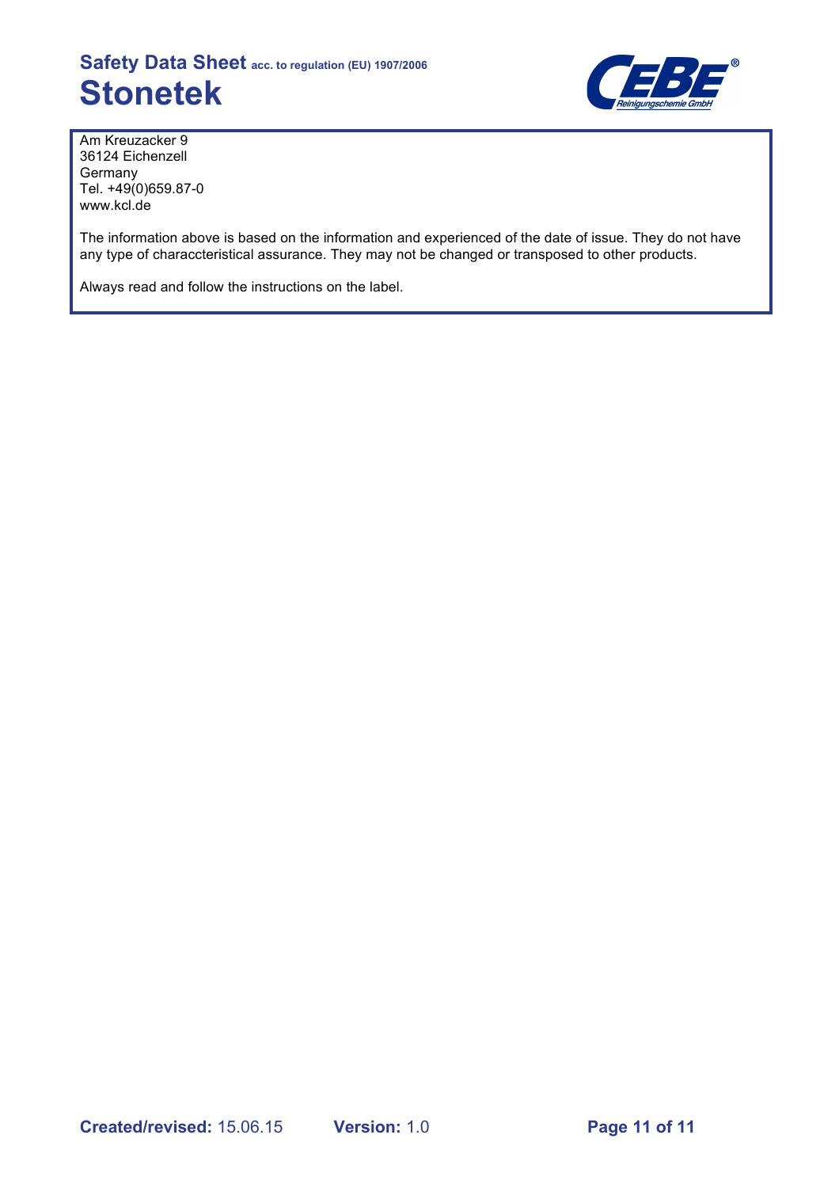Am Kreuzacker 9
36124 Eichenzell
Germany
Tel. +49(0)659.87-0
www.kcl.de

The information above is based on the information and experienced of the date of issue. They do not have any type of characcteristical assurance. They may not be changed or transposed to other products.

Always read and follow the instructions on the label.